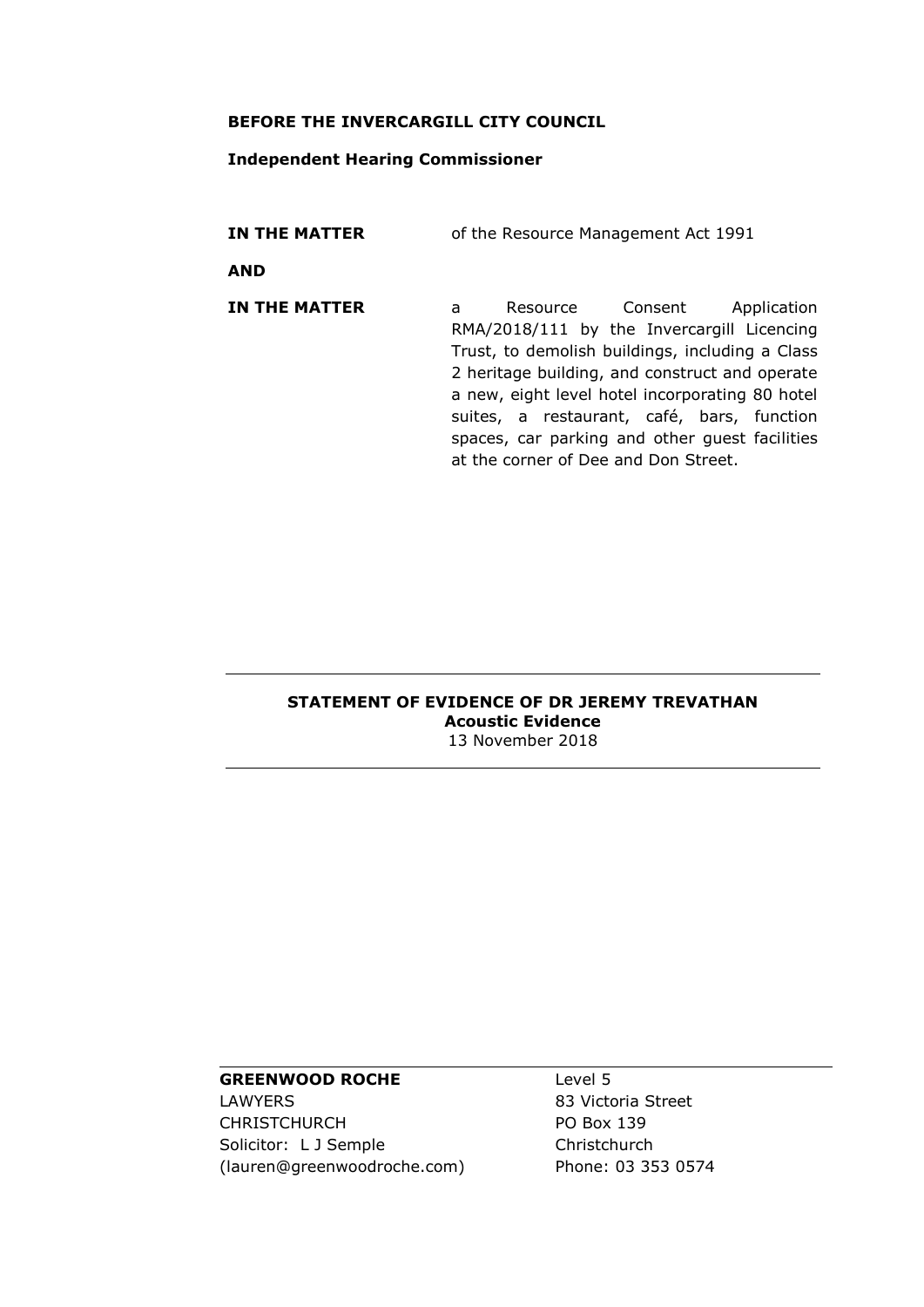**BEFORE THE INVERCARGILL CITY COUNCIL**

**Independent Hearing Commissioner**

| | |
|---|---|
| **IN THE MATTER** | of the Resource Management Act 1991 |
| **AND** | |
| **IN THE MATTER** | a Resource Consent Application RMA/2018/111 by the Invercargill Licencing Trust, to demolish buildings, including a Class 2 heritage building, and construct and operate a new, eight level hotel incorporating 80 hotel suites, a restaurant, café, bars, function spaces, car parking and other guest facilities at the corner of Dee and Don Street. |

---

**STATEMENT OF EVIDENCE OF DR JEREMY TREVATHAN**
**Acoustic Evidence**
13 November 2018

---

| | |
|---|---|
| **GREENWOOD ROCHE** | Level 5 |
| LAWYERS | 83 Victoria Street |
| CHRISTCHURCH | PO Box 139 |
| Solicitor: L J Semple | Christchurch |
| (lauren@greenwoodroche.com) | Phone: 03 353 0574 |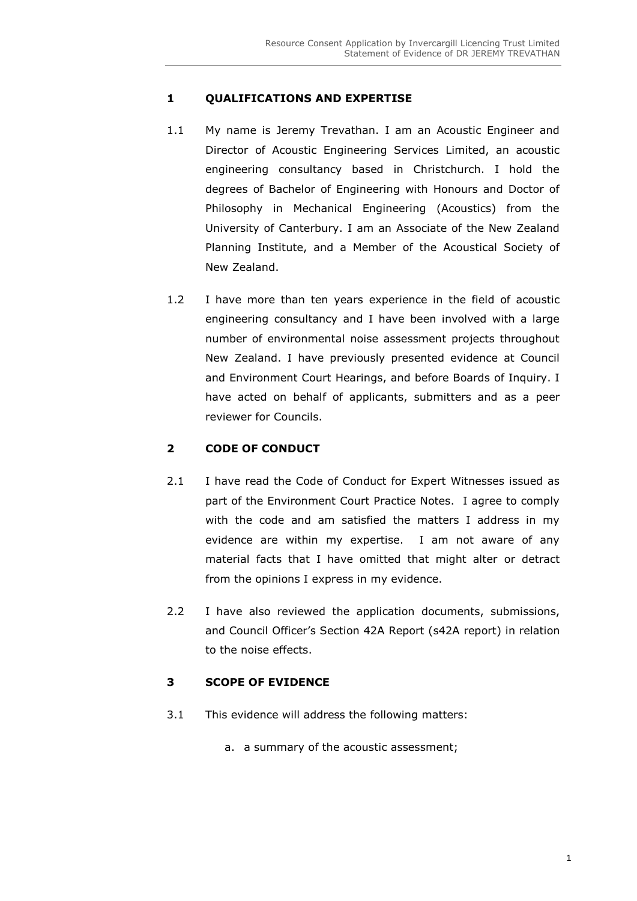## 1 QUALIFICATIONS AND EXPERTISE

1.1 My name is Jeremy Trevathan. I am an Acoustic Engineer and Director of Acoustic Engineering Services Limited, an acoustic engineering consultancy based in Christchurch. I hold the degrees of Bachelor of Engineering with Honours and Doctor of Philosophy in Mechanical Engineering (Acoustics) from the University of Canterbury. I am an Associate of the New Zealand Planning Institute, and a Member of the Acoustical Society of New Zealand.

1.2 I have more than ten years experience in the field of acoustic engineering consultancy and I have been involved with a large number of environmental noise assessment projects throughout New Zealand. I have previously presented evidence at Council and Environment Court Hearings, and before Boards of Inquiry. I have acted on behalf of applicants, submitters and as a peer reviewer for Councils.

## 2 CODE OF CONDUCT

2.1 I have read the Code of Conduct for Expert Witnesses issued as part of the Environment Court Practice Notes. I agree to comply with the code and am satisfied the matters I address in my evidence are within my expertise. I am not aware of any material facts that I have omitted that might alter or detract from the opinions I express in my evidence.

2.2 I have also reviewed the application documents, submissions, and Council Officer's Section 42A Report (s42A report) in relation to the noise effects.

## 3 SCOPE OF EVIDENCE

3.1 This evidence will address the following matters:

a. a summary of the acoustic assessment;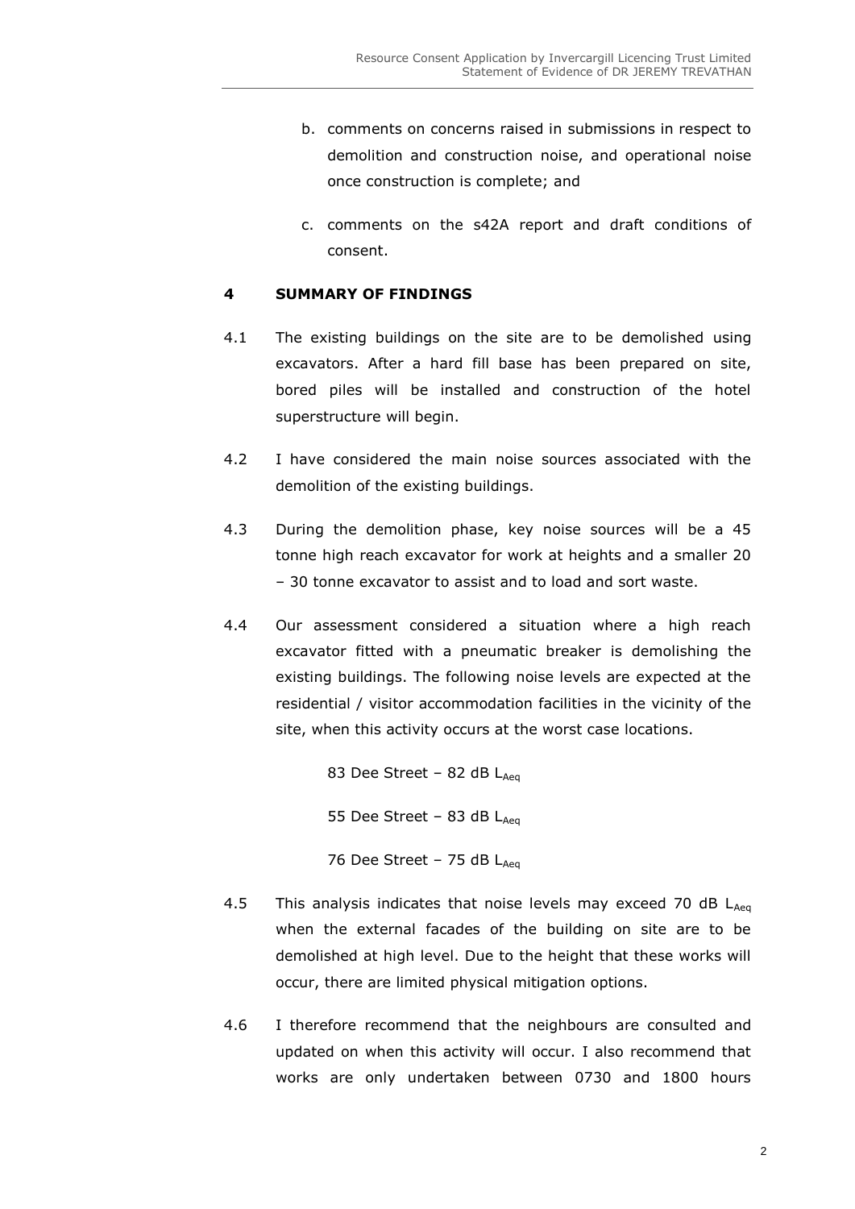b. comments on concerns raised in submissions in respect to demolition and construction noise, and operational noise once construction is complete; and

c. comments on the s42A report and draft conditions of consent.

## 4 SUMMARY OF FINDINGS

4.1 The existing buildings on the site are to be demolished using excavators. After a hard fill base has been prepared on site, bored piles will be installed and construction of the hotel superstructure will begin.

4.2 I have considered the main noise sources associated with the demolition of the existing buildings.

4.3 During the demolition phase, key noise sources will be a 45 tonne high reach excavator for work at heights and a smaller 20 – 30 tonne excavator to assist and to load and sort waste.

4.4 Our assessment considered a situation where a high reach excavator fitted with a pneumatic breaker is demolishing the existing buildings. The following noise levels are expected at the residential / visitor accommodation facilities in the vicinity of the site, when this activity occurs at the worst case locations.

83 Dee Street – 82 dB $L_{Aeq}$

55 Dee Street – 83 dB $L_{Aeq}$

76 Dee Street – 75 dB $L_{Aeq}$

4.5 This analysis indicates that noise levels may exceed 70 dB $L_{Aeq}$ when the external facades of the building on site are to be demolished at high level. Due to the height that these works will occur, there are limited physical mitigation options.

4.6 I therefore recommend that the neighbours are consulted and updated on when this activity will occur. I also recommend that works are only undertaken between 0730 and 1800 hours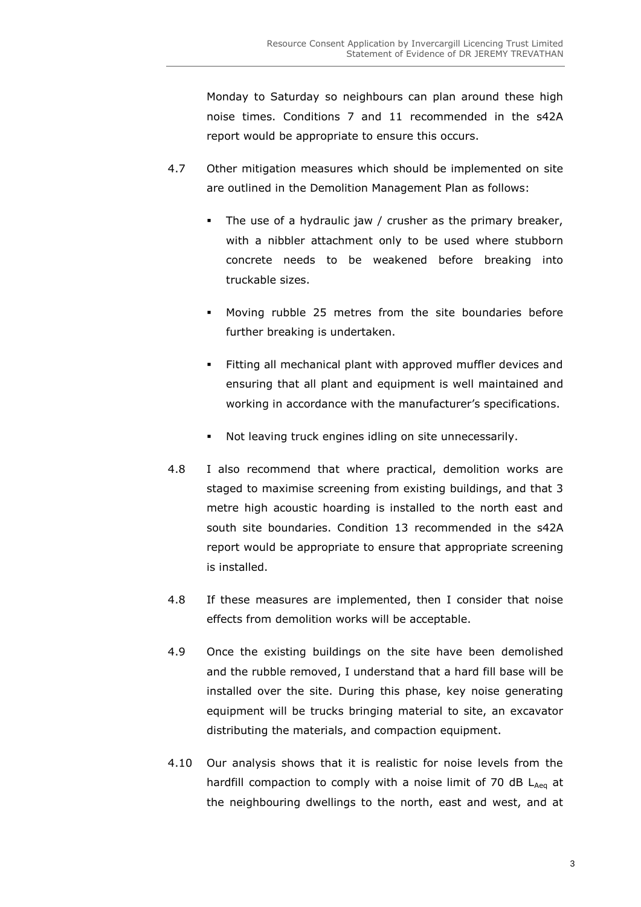Monday to Saturday so neighbours can plan around these high noise times. Conditions 7 and 11 recommended in the s42A report would be appropriate to ensure this occurs.

4.7 Other mitigation measures which should be implemented on site are outlined in the Demolition Management Plan as follows:

- The use of a hydraulic jaw / crusher as the primary breaker, with a nibbler attachment only to be used where stubborn concrete needs to be weakened before breaking into truckable sizes.
- Moving rubble 25 metres from the site boundaries before further breaking is undertaken.
- Fitting all mechanical plant with approved muffler devices and ensuring that all plant and equipment is well maintained and working in accordance with the manufacturer's specifications.
- Not leaving truck engines idling on site unnecessarily.

4.8 I also recommend that where practical, demolition works are staged to maximise screening from existing buildings, and that 3 metre high acoustic hoarding is installed to the north east and south site boundaries. Condition 13 recommended in the s42A report would be appropriate to ensure that appropriate screening is installed.

4.8 If these measures are implemented, then I consider that noise effects from demolition works will be acceptable.

4.9 Once the existing buildings on the site have been demolished and the rubble removed, I understand that a hard fill base will be installed over the site. During this phase, key noise generating equipment will be trucks bringing material to site, an excavator distributing the materials, and compaction equipment.

4.10 Our analysis shows that it is realistic for noise levels from the hardfill compaction to comply with a noise limit of 70 dB $L_{Aeq}$ at the neighbouring dwellings to the north, east and west, and at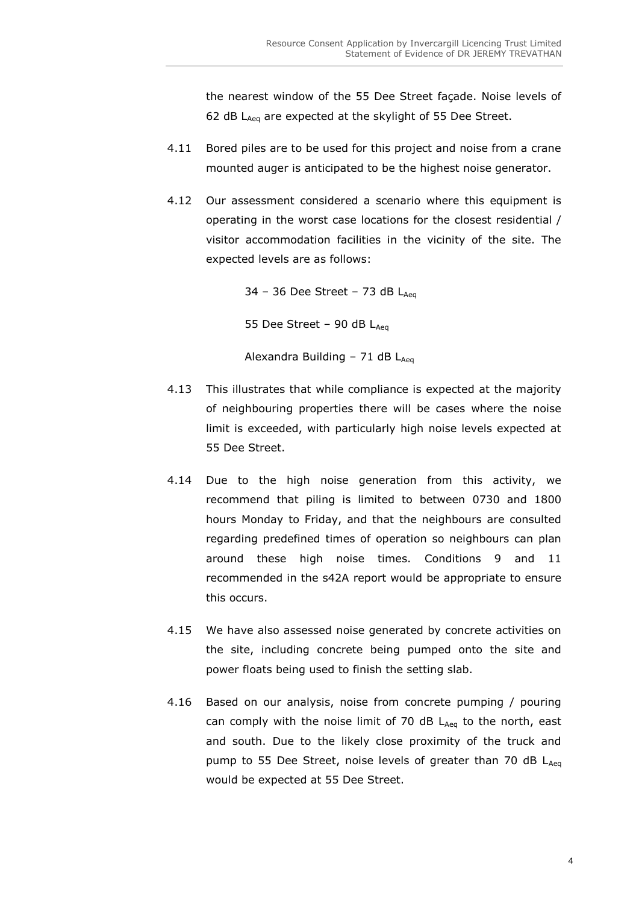the nearest window of the 55 Dee Street façade. Noise levels of 62 dB $L_{Aeq}$ are expected at the skylight of 55 Dee Street.

4.11 Bored piles are to be used for this project and noise from a crane mounted auger is anticipated to be the highest noise generator.

4.12 Our assessment considered a scenario where this equipment is operating in the worst case locations for the closest residential / visitor accommodation facilities in the vicinity of the site. The expected levels are as follows:

34 – 36 Dee Street – 73 dB $L_{Aeq}$

55 Dee Street – 90 dB $L_{Aeq}$

Alexandra Building – 71 dB $L_{Aeq}$

4.13 This illustrates that while compliance is expected at the majority of neighbouring properties there will be cases where the noise limit is exceeded, with particularly high noise levels expected at 55 Dee Street.

4.14 Due to the high noise generation from this activity, we recommend that piling is limited to between 0730 and 1800 hours Monday to Friday, and that the neighbours are consulted regarding predefined times of operation so neighbours can plan around these high noise times. Conditions 9 and 11 recommended in the s42A report would be appropriate to ensure this occurs.

4.15 We have also assessed noise generated by concrete activities on the site, including concrete being pumped onto the site and power floats being used to finish the setting slab.

4.16 Based on our analysis, noise from concrete pumping / pouring can comply with the noise limit of 70 dB $L_{Aeq}$ to the north, east and south. Due to the likely close proximity of the truck and pump to 55 Dee Street, noise levels of greater than 70 dB $L_{Aeq}$ would be expected at 55 Dee Street.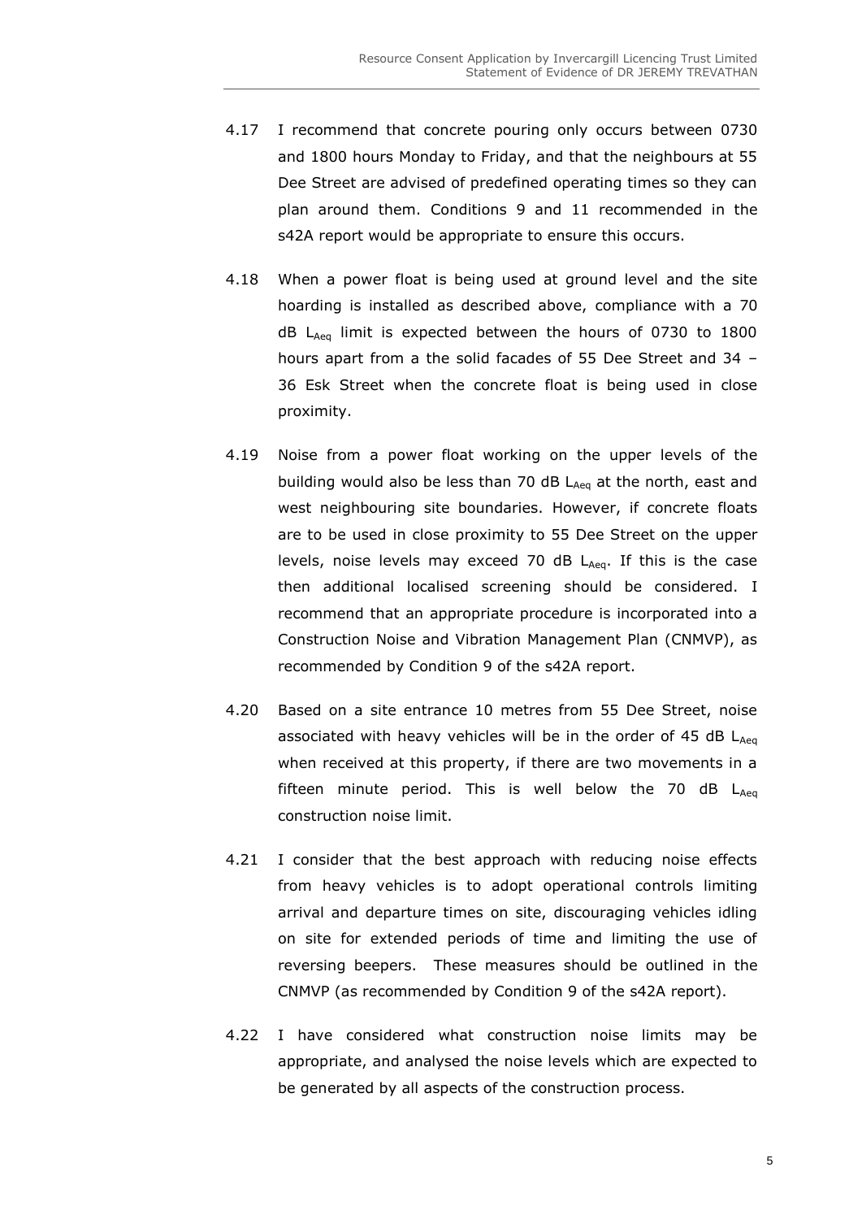4.17 I recommend that concrete pouring only occurs between 0730 and 1800 hours Monday to Friday, and that the neighbours at 55 Dee Street are advised of predefined operating times so they can plan around them. Conditions 9 and 11 recommended in the s42A report would be appropriate to ensure this occurs.

4.18 When a power float is being used at ground level and the site hoarding is installed as described above, compliance with a 70 dB $L_{Aeq}$ limit is expected between the hours of 0730 to 1800 hours apart from a the solid facades of 55 Dee Street and 34 – 36 Esk Street when the concrete float is being used in close proximity.

4.19 Noise from a power float working on the upper levels of the building would also be less than 70 dB $L_{Aeq}$ at the north, east and west neighbouring site boundaries. However, if concrete floats are to be used in close proximity to 55 Dee Street on the upper levels, noise levels may exceed 70 dB $L_{Aeq}$. If this is the case then additional localised screening should be considered. I recommend that an appropriate procedure is incorporated into a Construction Noise and Vibration Management Plan (CNMVP), as recommended by Condition 9 of the s42A report.

4.20 Based on a site entrance 10 metres from 55 Dee Street, noise associated with heavy vehicles will be in the order of 45 dB $L_{Aeq}$ when received at this property, if there are two movements in a fifteen minute period. This is well below the 70 dB $L_{Aeq}$ construction noise limit.

4.21 I consider that the best approach with reducing noise effects from heavy vehicles is to adopt operational controls limiting arrival and departure times on site, discouraging vehicles idling on site for extended periods of time and limiting the use of reversing beepers. These measures should be outlined in the CNMVP (as recommended by Condition 9 of the s42A report).

4.22 I have considered what construction noise limits may be appropriate, and analysed the noise levels which are expected to be generated by all aspects of the construction process.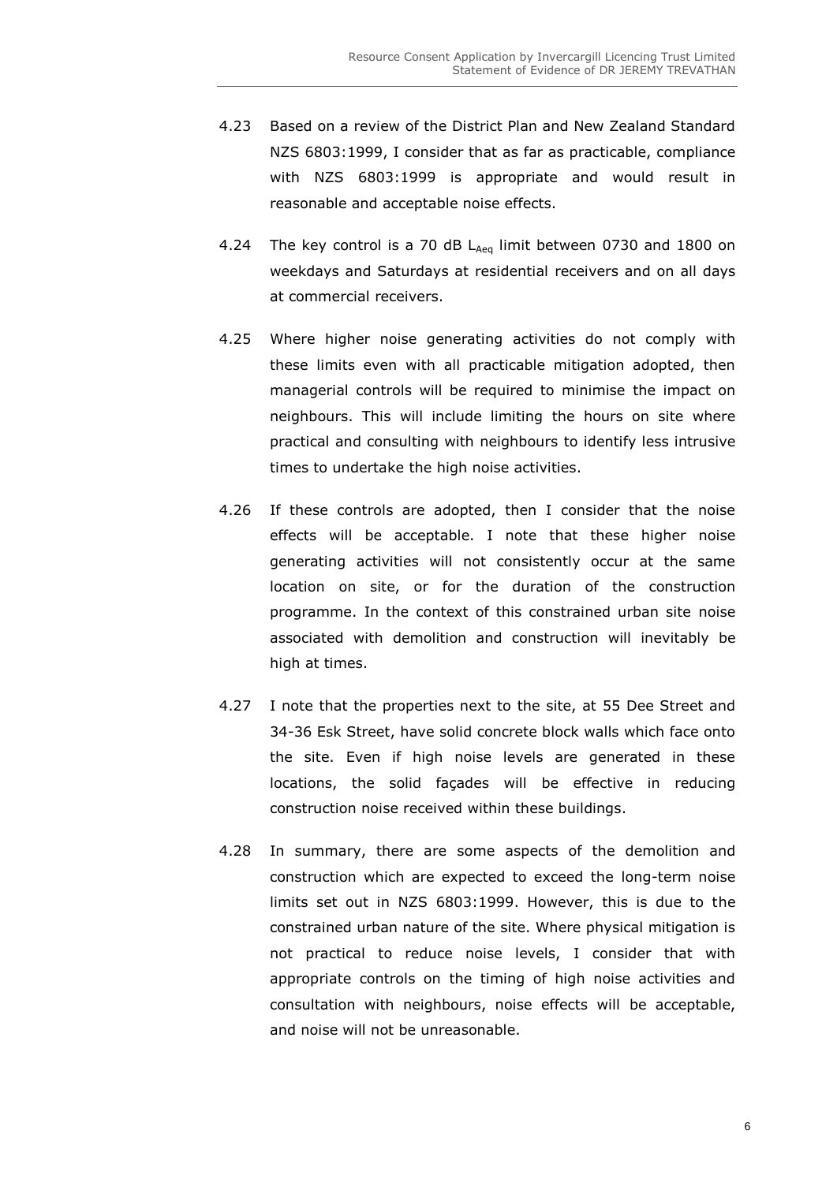4.23 Based on a review of the District Plan and New Zealand Standard NZS 6803:1999, I consider that as far as practicable, compliance with NZS 6803:1999 is appropriate and would result in reasonable and acceptable noise effects.

4.24 The key control is a 70 dB $L_{Aeq}$ limit between 0730 and 1800 on weekdays and Saturdays at residential receivers and on all days at commercial receivers.

4.25 Where higher noise generating activities do not comply with these limits even with all practicable mitigation adopted, then managerial controls will be required to minimise the impact on neighbours. This will include limiting the hours on site where practical and consulting with neighbours to identify less intrusive times to undertake the high noise activities.

4.26 If these controls are adopted, then I consider that the noise effects will be acceptable. I note that these higher noise generating activities will not consistently occur at the same location on site, or for the duration of the construction programme. In the context of this constrained urban site noise associated with demolition and construction will inevitably be high at times.

4.27 I note that the properties next to the site, at 55 Dee Street and 34-36 Esk Street, have solid concrete block walls which face onto the site. Even if high noise levels are generated in these locations, the solid façades will be effective in reducing construction noise received within these buildings.

4.28 In summary, there are some aspects of the demolition and construction which are expected to exceed the long-term noise limits set out in NZS 6803:1999. However, this is due to the constrained urban nature of the site. Where physical mitigation is not practical to reduce noise levels, I consider that with appropriate controls on the timing of high noise activities and consultation with neighbours, noise effects will be acceptable, and noise will not be unreasonable.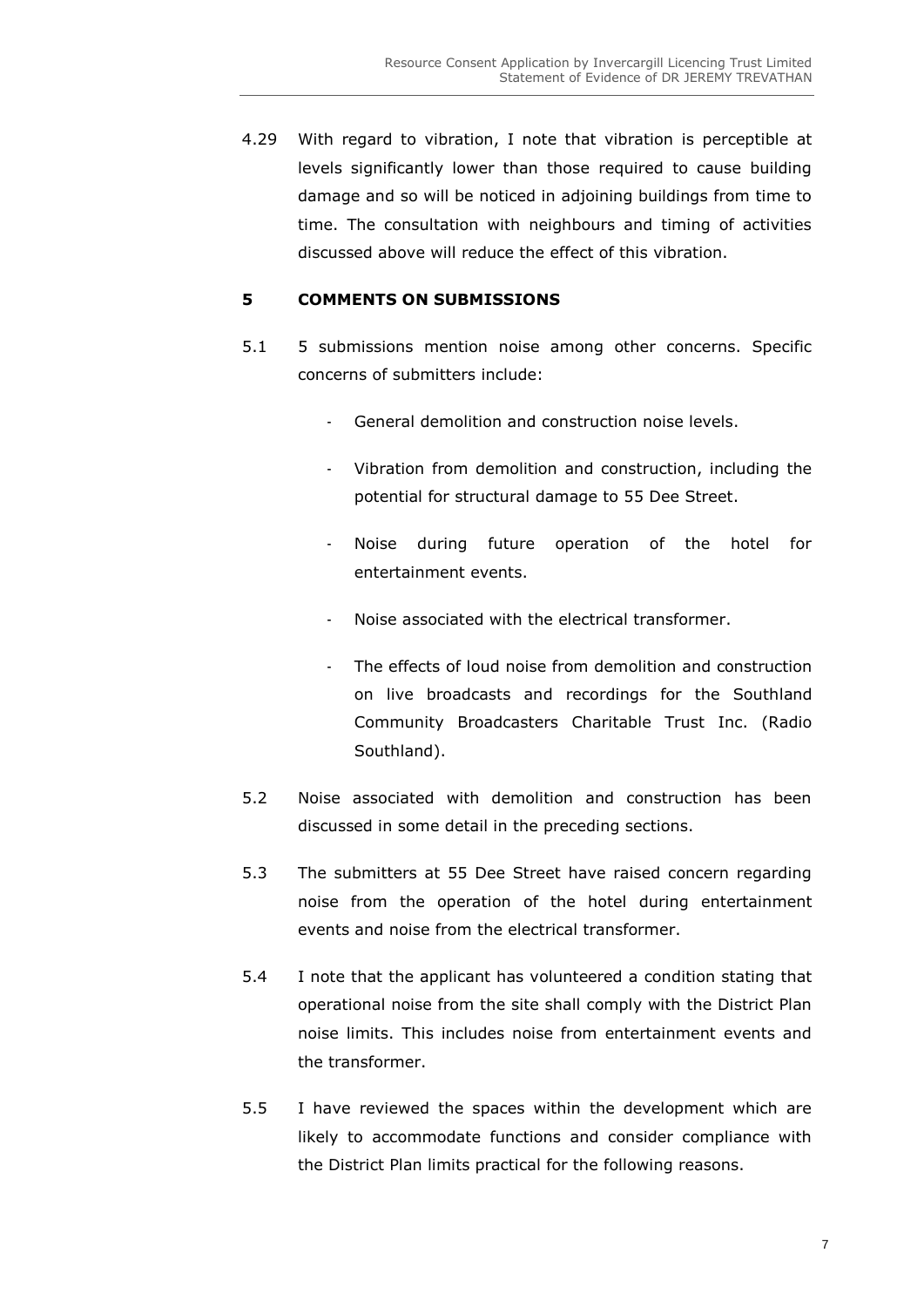4.29 With regard to vibration, I note that vibration is perceptible at levels significantly lower than those required to cause building damage and so will be noticed in adjoining buildings from time to time. The consultation with neighbours and timing of activities discussed above will reduce the effect of this vibration.

## 5 COMMENTS ON SUBMISSIONS

5.1 5 submissions mention noise among other concerns. Specific concerns of submitters include:

- General demolition and construction noise levels.
- Vibration from demolition and construction, including the potential for structural damage to 55 Dee Street.
- Noise during future operation of the hotel for entertainment events.
- Noise associated with the electrical transformer.
- The effects of loud noise from demolition and construction on live broadcasts and recordings for the Southland Community Broadcasters Charitable Trust Inc. (Radio Southland).

5.2 Noise associated with demolition and construction has been discussed in some detail in the preceding sections.

5.3 The submitters at 55 Dee Street have raised concern regarding noise from the operation of the hotel during entertainment events and noise from the electrical transformer.

5.4 I note that the applicant has volunteered a condition stating that operational noise from the site shall comply with the District Plan noise limits. This includes noise from entertainment events and the transformer.

5.5 I have reviewed the spaces within the development which are likely to accommodate functions and consider compliance with the District Plan limits practical for the following reasons.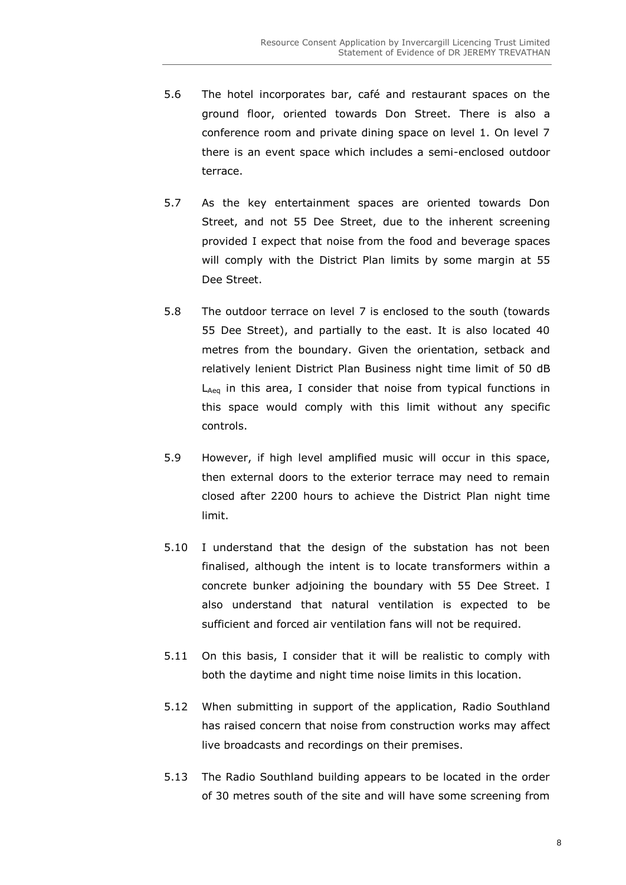5.6 The hotel incorporates bar, café and restaurant spaces on the ground floor, oriented towards Don Street. There is also a conference room and private dining space on level 1. On level 7 there is an event space which includes a semi-enclosed outdoor terrace.

5.7 As the key entertainment spaces are oriented towards Don Street, and not 55 Dee Street, due to the inherent screening provided I expect that noise from the food and beverage spaces will comply with the District Plan limits by some margin at 55 Dee Street.

5.8 The outdoor terrace on level 7 is enclosed to the south (towards 55 Dee Street), and partially to the east. It is also located 40 metres from the boundary. Given the orientation, setback and relatively lenient District Plan Business night time limit of 50 dB $L_{Aeq}$ in this area, I consider that noise from typical functions in this space would comply with this limit without any specific controls.

5.9 However, if high level amplified music will occur in this space, then external doors to the exterior terrace may need to remain closed after 2200 hours to achieve the District Plan night time limit.

5.10 I understand that the design of the substation has not been finalised, although the intent is to locate transformers within a concrete bunker adjoining the boundary with 55 Dee Street. I also understand that natural ventilation is expected to be sufficient and forced air ventilation fans will not be required.

5.11 On this basis, I consider that it will be realistic to comply with both the daytime and night time noise limits in this location.

5.12 When submitting in support of the application, Radio Southland has raised concern that noise from construction works may affect live broadcasts and recordings on their premises.

5.13 The Radio Southland building appears to be located in the order of 30 metres south of the site and will have some screening from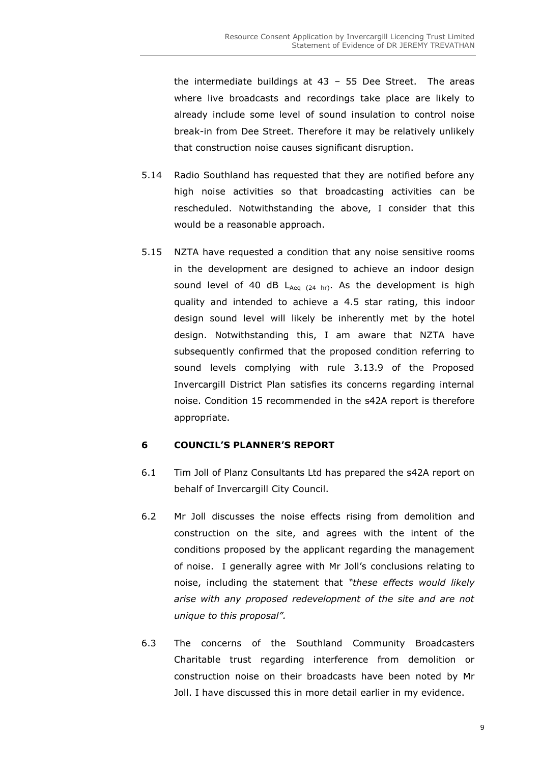the intermediate buildings at 43 – 55 Dee Street. The areas where live broadcasts and recordings take place are likely to already include some level of sound insulation to control noise break-in from Dee Street. Therefore it may be relatively unlikely that construction noise causes significant disruption.

5.14 Radio Southland has requested that they are notified before any high noise activities so that broadcasting activities can be rescheduled. Notwithstanding the above, I consider that this would be a reasonable approach.

5.15 NZTA have requested a condition that any noise sensitive rooms in the development are designed to achieve an indoor design sound level of 40 dB $L_{Aeq\ (24\ hr)}$. As the development is high quality and intended to achieve a 4.5 star rating, this indoor design sound level will likely be inherently met by the hotel design. Notwithstanding this, I am aware that NZTA have subsequently confirmed that the proposed condition referring to sound levels complying with rule 3.13.9 of the Proposed Invercargill District Plan satisfies its concerns regarding internal noise. Condition 15 recommended in the s42A report is therefore appropriate.

## 6 COUNCIL'S PLANNER'S REPORT

6.1 Tim Joll of Planz Consultants Ltd has prepared the s42A report on behalf of Invercargill City Council.

6.2 Mr Joll discusses the noise effects rising from demolition and construction on the site, and agrees with the intent of the conditions proposed by the applicant regarding the management of noise. I generally agree with Mr Joll's conclusions relating to noise, including the statement that *"these effects would likely arise with any proposed redevelopment of the site and are not unique to this proposal".*

6.3 The concerns of the Southland Community Broadcasters Charitable trust regarding interference from demolition or construction noise on their broadcasts have been noted by Mr Joll. I have discussed this in more detail earlier in my evidence.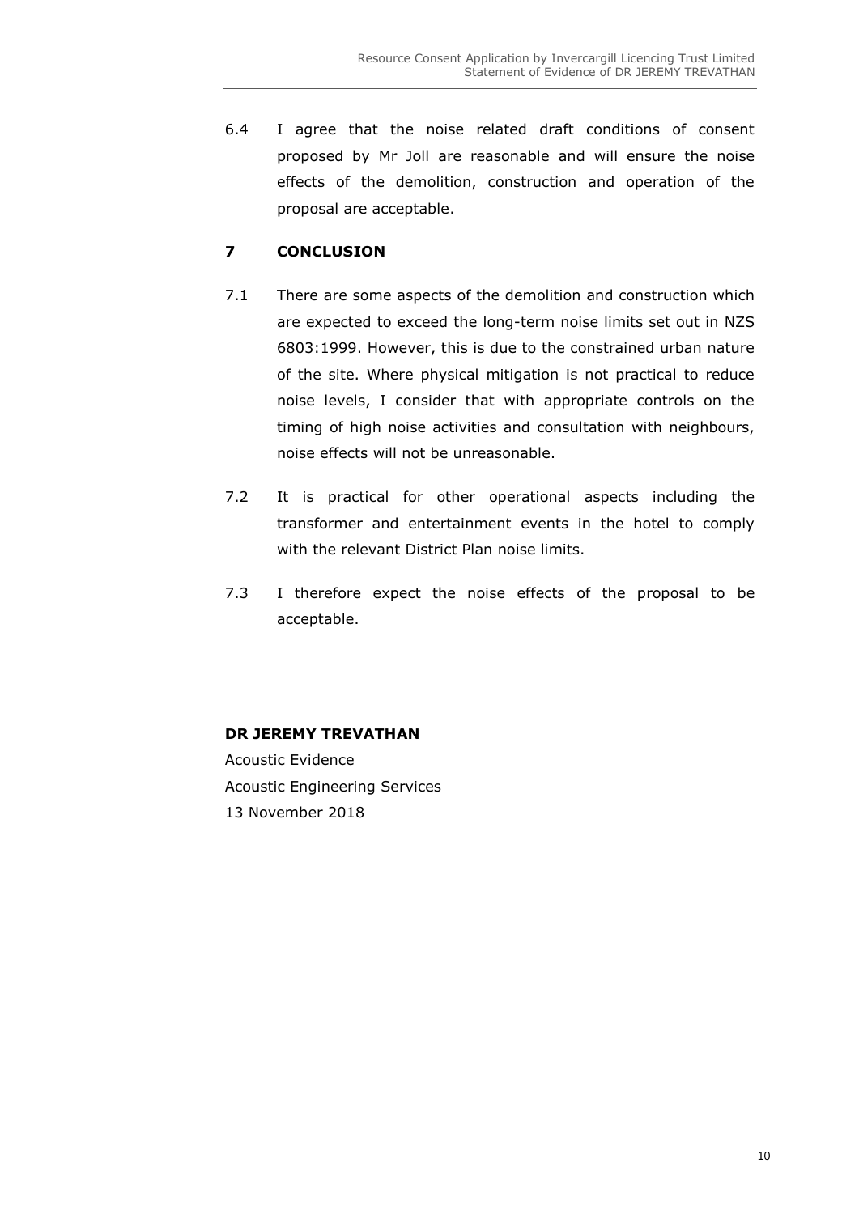6.4 I agree that the noise related draft conditions of consent proposed by Mr Joll are reasonable and will ensure the noise effects of the demolition, construction and operation of the proposal are acceptable.

## 7 CONCLUSION

7.1 There are some aspects of the demolition and construction which are expected to exceed the long-term noise limits set out in NZS 6803:1999. However, this is due to the constrained urban nature of the site. Where physical mitigation is not practical to reduce noise levels, I consider that with appropriate controls on the timing of high noise activities and consultation with neighbours, noise effects will not be unreasonable.

7.2 It is practical for other operational aspects including the transformer and entertainment events in the hotel to comply with the relevant District Plan noise limits.

7.3 I therefore expect the noise effects of the proposal to be acceptable.

**DR JEREMY TREVATHAN**

Acoustic Evidence

Acoustic Engineering Services

13 November 2018